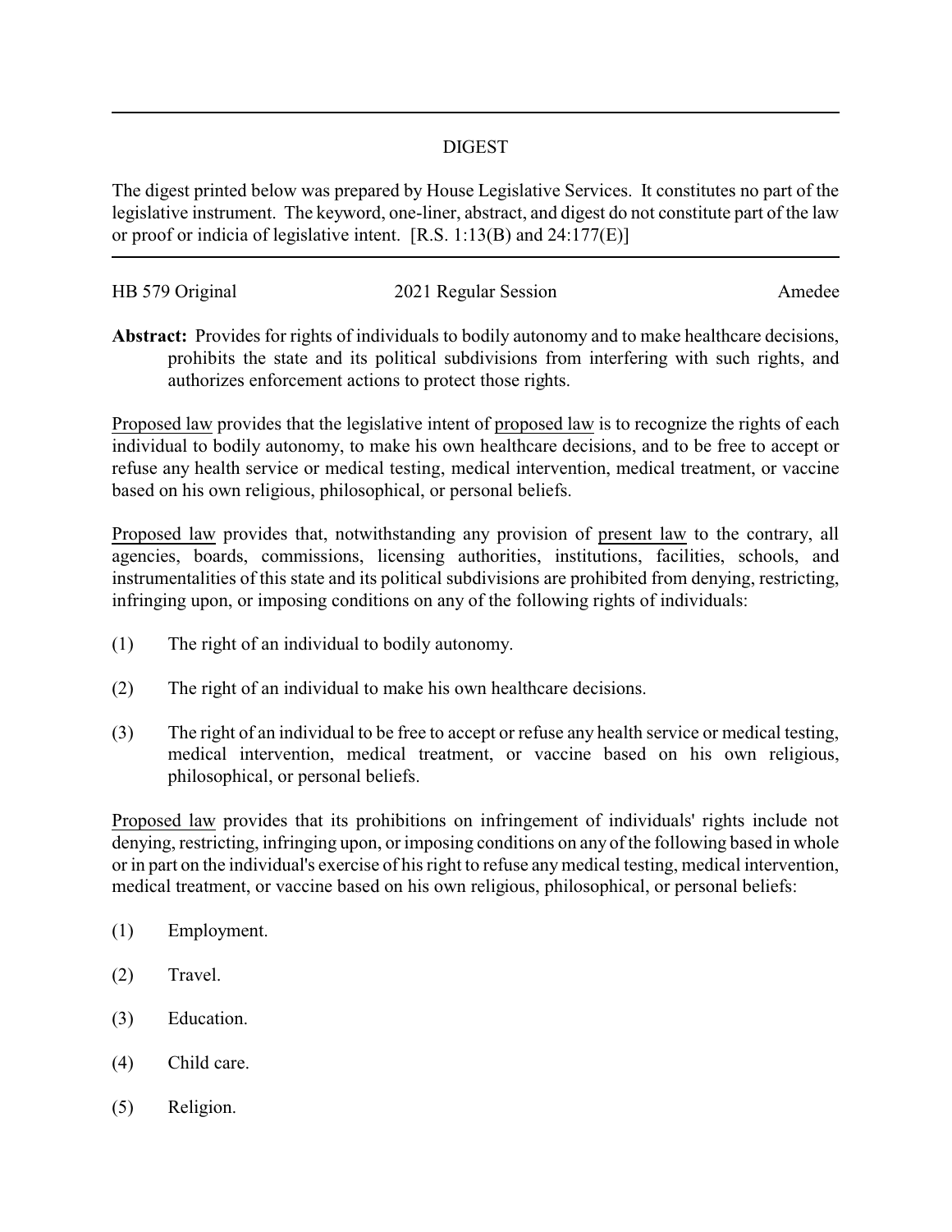# DIGEST

The digest printed below was prepared by House Legislative Services. It constitutes no part of the legislative instrument. The keyword, one-liner, abstract, and digest do not constitute part of the law or proof or indicia of legislative intent. [R.S. 1:13(B) and 24:177(E)]

HB 579 Original | 2021 Regular Session | Amedee

**Abstract:** Provides for rights of individuals to bodily autonomy and to make healthcare decisions, prohibits the state and its political subdivisions from interfering with such rights, and authorizes enforcement actions to protect those rights.

Proposed law provides that the legislative intent of proposed law is to recognize the rights of each individual to bodily autonomy, to make his own healthcare decisions, and to be free to accept or refuse any health service or medical testing, medical intervention, medical treatment, or vaccine based on his own religious, philosophical, or personal beliefs.

Proposed law provides that, notwithstanding any provision of present law to the contrary, all agencies, boards, commissions, licensing authorities, institutions, facilities, schools, and instrumentalities of this state and its political subdivisions are prohibited from denying, restricting, infringing upon, or imposing conditions on any of the following rights of individuals:

(1) The right of an individual to bodily autonomy.

(2) The right of an individual to make his own healthcare decisions.

(3) The right of an individual to be free to accept or refuse any health service or medical testing, medical intervention, medical treatment, or vaccine based on his own religious, philosophical, or personal beliefs.

Proposed law provides that its prohibitions on infringement of individuals' rights include not denying, restricting, infringing upon, or imposing conditions on any of the following based in whole or in part on the individual's exercise of his right to refuse any medical testing, medical intervention, medical treatment, or vaccine based on his own religious, philosophical, or personal beliefs:

(1) Employment.

(2) Travel.

(3) Education.

(4) Child care.

(5) Religion.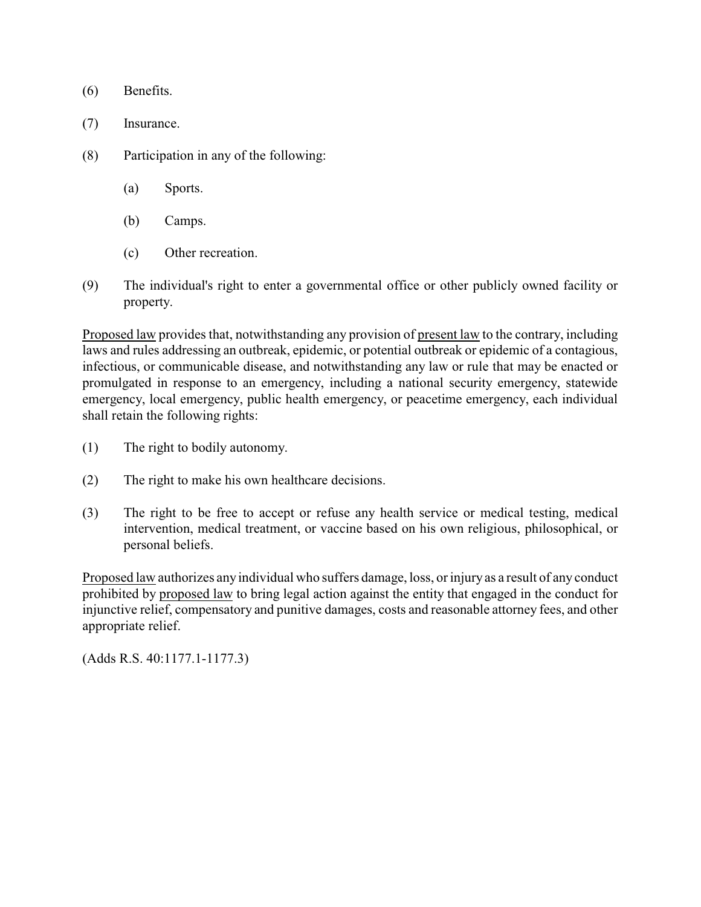(6) Benefits.

(7) Insurance.

(8) Participation in any of the following:

   (a) Sports.

   (b) Camps.

   (c) Other recreation.

(9) The individual's right to enter a governmental office or other publicly owned facility or property.

Proposed law provides that, notwithstanding any provision of present law to the contrary, including laws and rules addressing an outbreak, epidemic, or potential outbreak or epidemic of a contagious, infectious, or communicable disease, and notwithstanding any law or rule that may be enacted or promulgated in response to an emergency, including a national security emergency, statewide emergency, local emergency, public health emergency, or peacetime emergency, each individual shall retain the following rights:

(1) The right to bodily autonomy.

(2) The right to make his own healthcare decisions.

(3) The right to be free to accept or refuse any health service or medical testing, medical intervention, medical treatment, or vaccine based on his own religious, philosophical, or personal beliefs.

Proposed law authorizes any individual who suffers damage, loss, or injury as a result of any conduct prohibited by proposed law to bring legal action against the entity that engaged in the conduct for injunctive relief, compensatory and punitive damages, costs and reasonable attorney fees, and other appropriate relief.

(Adds R.S. 40:1177.1-1177.3)